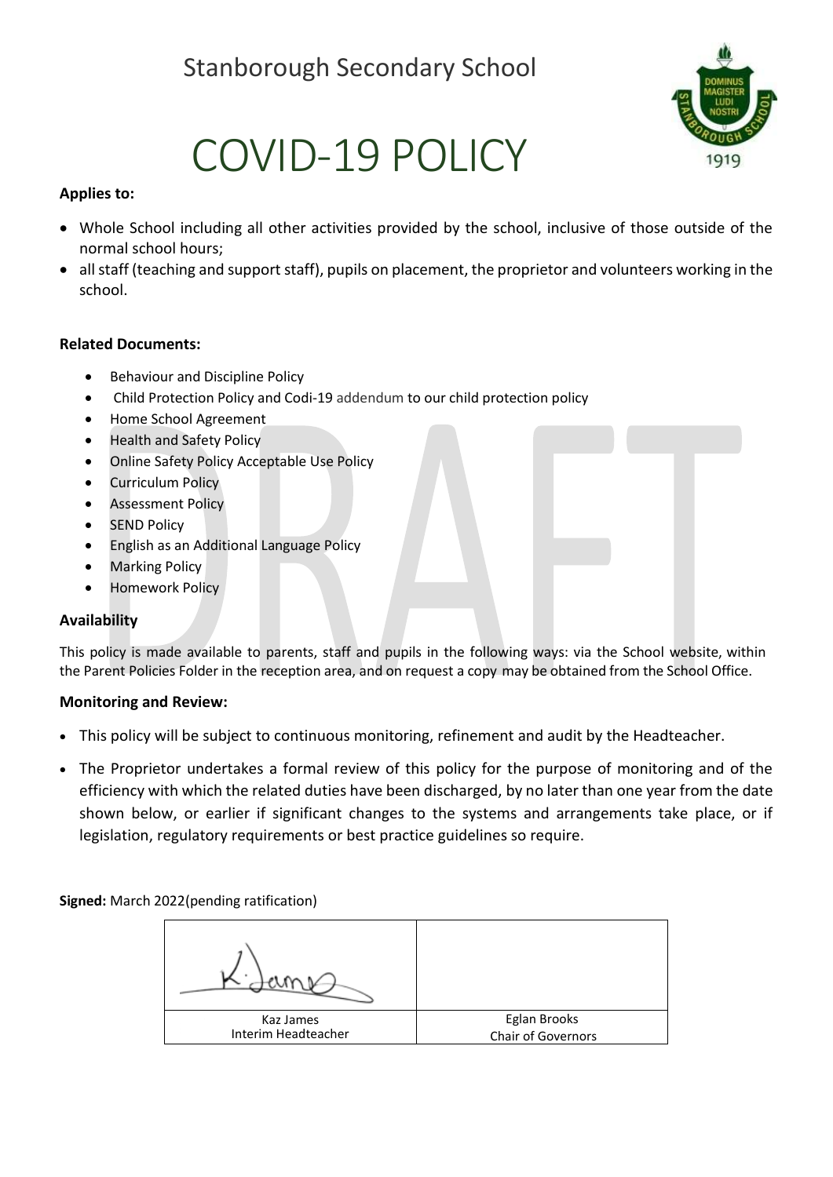# Stanborough Secondary School

# COVID-19 POLICY

**Applies to:**

- Whole School including all other activities provided by the school, inclusive of those outside of the normal school hours;
- all staff (teaching and support staff), pupils on placement, the proprietor and volunteers working in the school.

**Related Documents:**

- Behaviour and Discipline Policy
- Child Protection Policy and Codi-19 addendum to our child protection policy
- Home School Agreement
- Health and Safety Policy
- Online Safety Policy Acceptable Use Policy
- Curriculum Policy
- Assessment Policy
- SEND Policy
- English as an Additional Language Policy
- Marking Policy
- Homework Policy

**Availability**

This policy is made available to parents, staff and pupils in the following ways: via the School website, within the Parent Policies Folder in the reception area, and on request a copy may be obtained from the School Office.

**Monitoring and Review:**

- This policy will be subject to continuous monitoring, refinement and audit by the Headteacher.
- The Proprietor undertakes a formal review of this policy for the purpose of monitoring and of the efficiency with which the related duties have been discharged, by no later than one year from the date shown below, or earlier if significant changes to the systems and arrangements take place, or if legislation, regulatory requirements or best practice guidelines so require.

**Signed:** March 2022(pending ratification)

| K. James (signature) | |
| --- | --- |
| Kaz James<br>Interim Headteacher | Eglan Brooks<br>Chair of Governors |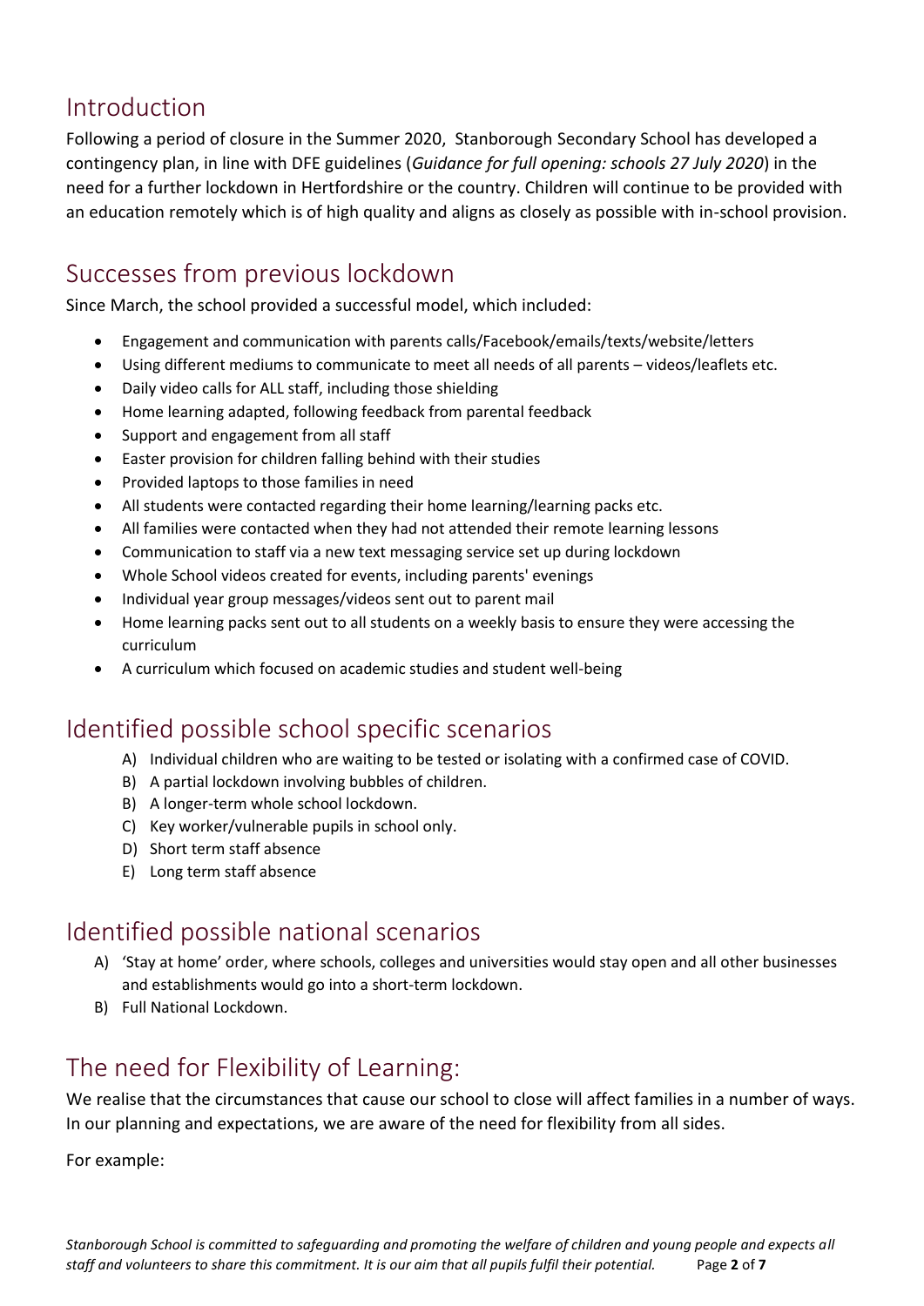## Introduction

Following a period of closure in the Summer 2020, Stanborough Secondary School has developed a contingency plan, in line with DFE guidelines (*Guidance for full opening: schools 27 July 2020*) in the need for a further lockdown in Hertfordshire or the country. Children will continue to be provided with an education remotely which is of high quality and aligns as closely as possible with in-school provision.

## Successes from previous lockdown

Since March, the school provided a successful model, which included:

- Engagement and communication with parents calls/Facebook/emails/texts/website/letters
- Using different mediums to communicate to meet all needs of all parents – videos/leaflets etc.
- Daily video calls for ALL staff, including those shielding
- Home learning adapted, following feedback from parental feedback
- Support and engagement from all staff
- Easter provision for children falling behind with their studies
- Provided laptops to those families in need
- All students were contacted regarding their home learning/learning packs etc.
- All families were contacted when they had not attended their remote learning lessons
- Communication to staff via a new text messaging service set up during lockdown
- Whole School videos created for events, including parents' evenings
- Individual year group messages/videos sent out to parent mail
- Home learning packs sent out to all students on a weekly basis to ensure they were accessing the curriculum
- A curriculum which focused on academic studies and student well-being

## Identified possible school specific scenarios

A) Individual children who are waiting to be tested or isolating with a confirmed case of COVID.
B) A partial lockdown involving bubbles of children.
B) A longer-term whole school lockdown.
C) Key worker/vulnerable pupils in school only.
D) Short term staff absence
E) Long term staff absence

## Identified possible national scenarios

A) 'Stay at home' order, where schools, colleges and universities would stay open and all other businesses and establishments would go into a short-term lockdown.
B) Full National Lockdown.

## The need for Flexibility of Learning:

We realise that the circumstances that cause our school to close will affect families in a number of ways. In our planning and expectations, we are aware of the need for flexibility from all sides.

For example: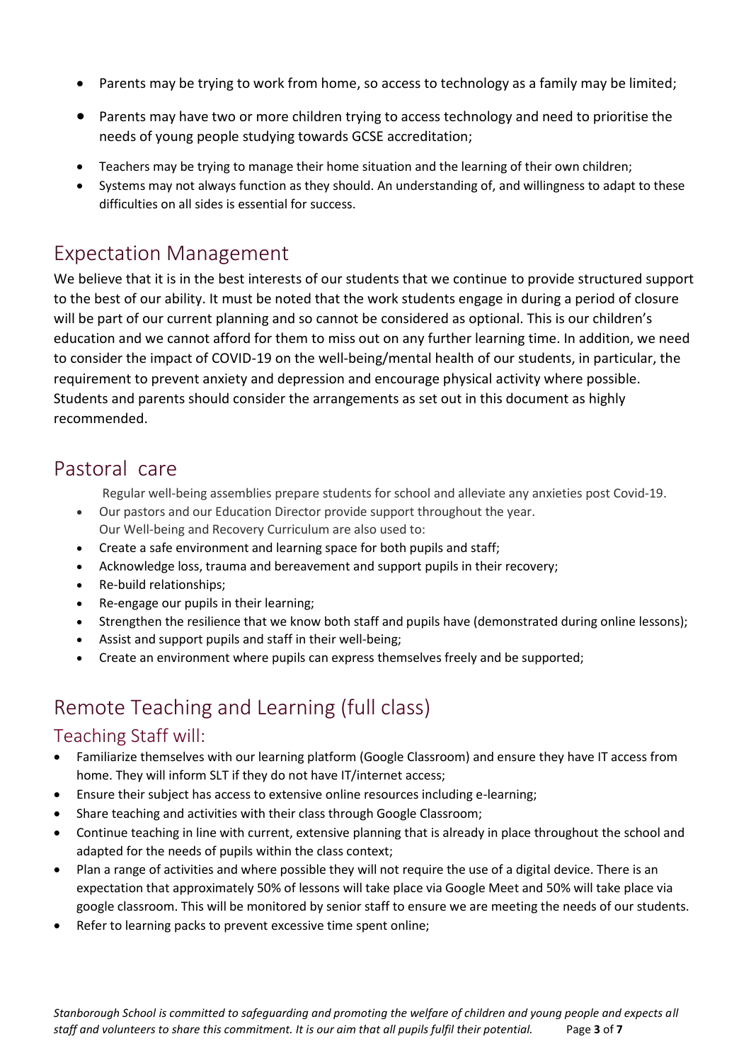- Parents may be trying to work from home, so access to technology as a family may be limited;
- Parents may have two or more children trying to access technology and need to prioritise the needs of young people studying towards GCSE accreditation;
- Teachers may be trying to manage their home situation and the learning of their own children;
- Systems may not always function as they should. An understanding of, and willingness to adapt to these difficulties on all sides is essential for success.

## Expectation Management

We believe that it is in the best interests of our students that we continue to provide structured support to the best of our ability. It must be noted that the work students engage in during a period of closure will be part of our current planning and so cannot be considered as optional. This is our children's education and we cannot afford for them to miss out on any further learning time. In addition, we need to consider the impact of COVID-19 on the well-being/mental health of our students, in particular, the requirement to prevent anxiety and depression and encourage physical activity where possible. Students and parents should consider the arrangements as set out in this document as highly recommended.

## Pastoral care

Regular well-being assemblies prepare students for school and alleviate any anxieties post Covid-19.

- Our pastors and our Education Director provide support throughout the year.

Our Well-being and Recovery Curriculum are also used to:

- Create a safe environment and learning space for both pupils and staff;
- Acknowledge loss, trauma and bereavement and support pupils in their recovery;
- Re-build relationships;
- Re-engage our pupils in their learning;
- Strengthen the resilience that we know both staff and pupils have (demonstrated during online lessons);
- Assist and support pupils and staff in their well-being;
- Create an environment where pupils can express themselves freely and be supported;

## Remote Teaching and Learning (full class)

### Teaching Staff will:

- Familiarize themselves with our learning platform (Google Classroom) and ensure they have IT access from home. They will inform SLT if they do not have IT/internet access;
- Ensure their subject has access to extensive online resources including e-learning;
- Share teaching and activities with their class through Google Classroom;
- Continue teaching in line with current, extensive planning that is already in place throughout the school and adapted for the needs of pupils within the class context;
- Plan a range of activities and where possible they will not require the use of a digital device. There is an expectation that approximately 50% of lessons will take place via Google Meet and 50% will take place via google classroom. This will be monitored by senior staff to ensure we are meeting the needs of our students.
- Refer to learning packs to prevent excessive time spent online;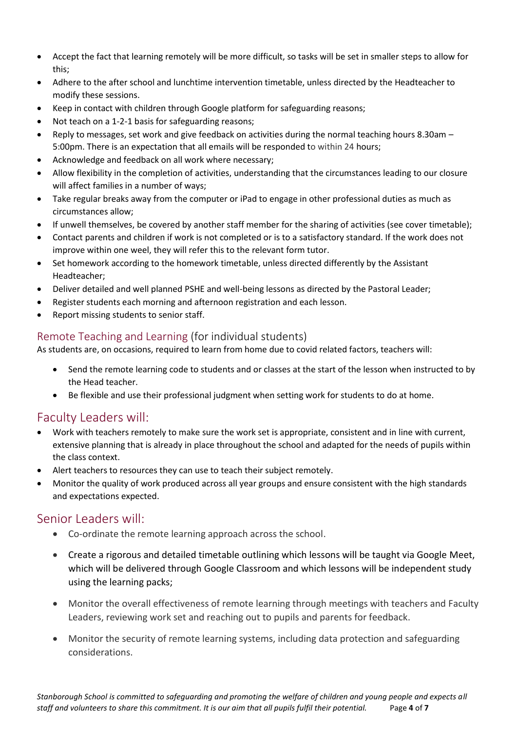- Accept the fact that learning remotely will be more difficult, so tasks will be set in smaller steps to allow for this;
- Adhere to the after school and lunchtime intervention timetable, unless directed by the Headteacher to modify these sessions.
- Keep in contact with children through Google platform for safeguarding reasons;
- Not teach on a 1-2-1 basis for safeguarding reasons;
- Reply to messages, set work and give feedback on activities during the normal teaching hours 8.30am – 5:00pm. There is an expectation that all emails will be responded to within 24 hours;
- Acknowledge and feedback on all work where necessary;
- Allow flexibility in the completion of activities, understanding that the circumstances leading to our closure will affect families in a number of ways;
- Take regular breaks away from the computer or iPad to engage in other professional duties as much as circumstances allow;
- If unwell themselves, be covered by another staff member for the sharing of activities (see cover timetable);
- Contact parents and children if work is not completed or is to a satisfactory standard. If the work does not improve within one weel, they will refer this to the relevant form tutor.
- Set homework according to the homework timetable, unless directed differently by the Assistant Headteacher;
- Deliver detailed and well planned PSHE and well-being lessons as directed by the Pastoral Leader;
- Register students each morning and afternoon registration and each lesson.
- Report missing students to senior staff.

### Remote Teaching and Learning (for individual students)

As students are, on occasions, required to learn from home due to covid related factors, teachers will:

- Send the remote learning code to students and or classes at the start of the lesson when instructed to by the Head teacher.
- Be flexible and use their professional judgment when setting work for students to do at home.

## Faculty Leaders will:

- Work with teachers remotely to make sure the work set is appropriate, consistent and in line with current, extensive planning that is already in place throughout the school and adapted for the needs of pupils within the class context.
- Alert teachers to resources they can use to teach their subject remotely.
- Monitor the quality of work produced across all year groups and ensure consistent with the high standards and expectations expected.

## Senior Leaders will:

- Co-ordinate the remote learning approach across the school.
- Create a rigorous and detailed timetable outlining which lessons will be taught via Google Meet, which will be delivered through Google Classroom and which lessons will be independent study using the learning packs;
- Monitor the overall effectiveness of remote learning through meetings with teachers and Faculty Leaders, reviewing work set and reaching out to pupils and parents for feedback.
- Monitor the security of remote learning systems, including data protection and safeguarding considerations.

*Stanborough School is committed to safeguarding and promoting the welfare of children and young people and expects all staff and volunteers to share this commitment. It is our aim that all pupils fulfil their potential.*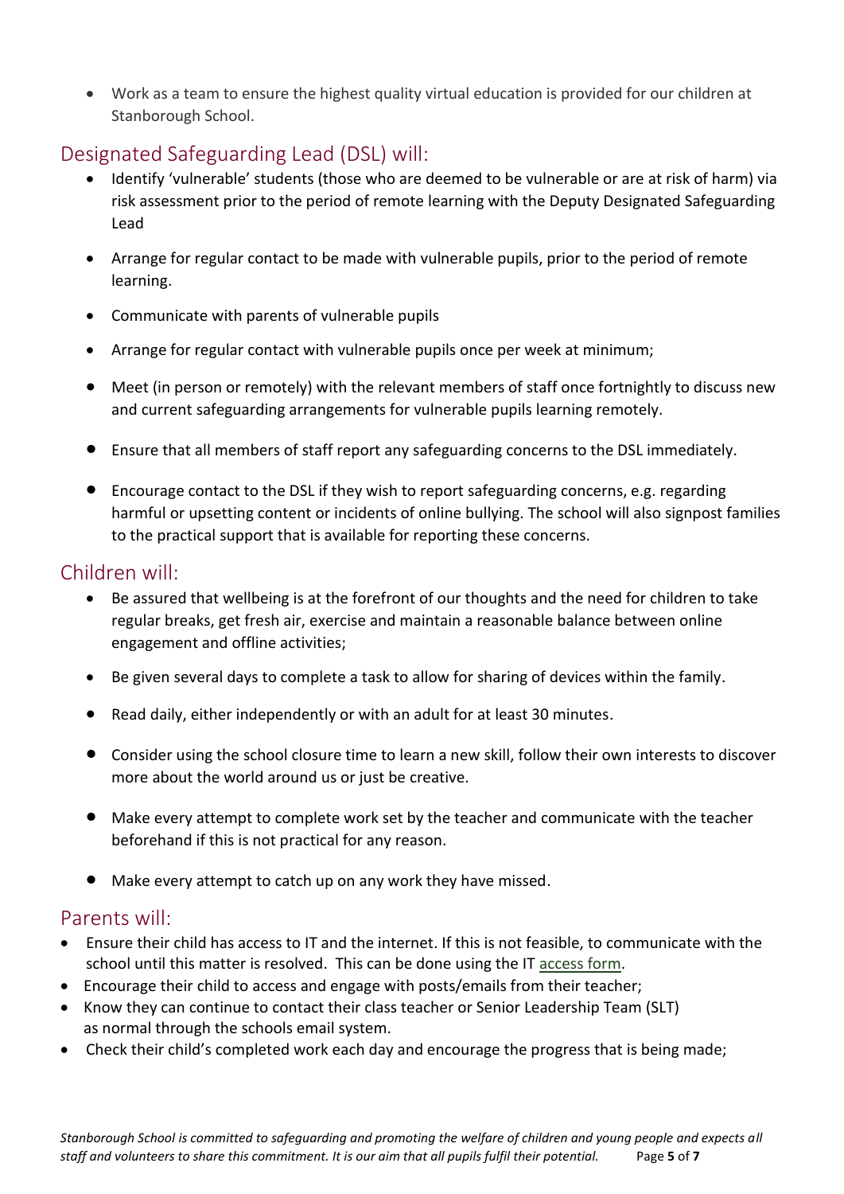- Work as a team to ensure the highest quality virtual education is provided for our children at Stanborough School.

## Designated Safeguarding Lead (DSL) will:

- Identify 'vulnerable' students (those who are deemed to be vulnerable or are at risk of harm) via risk assessment prior to the period of remote learning with the Deputy Designated Safeguarding Lead
- Arrange for regular contact to be made with vulnerable pupils, prior to the period of remote learning.
- Communicate with parents of vulnerable pupils
- Arrange for regular contact with vulnerable pupils once per week at minimum;
- Meet (in person or remotely) with the relevant members of staff once fortnightly to discuss new and current safeguarding arrangements for vulnerable pupils learning remotely.
- Ensure that all members of staff report any safeguarding concerns to the DSL immediately.
- Encourage contact to the DSL if they wish to report safeguarding concerns, e.g. regarding harmful or upsetting content or incidents of online bullying. The school will also signpost families to the practical support that is available for reporting these concerns.

## Children will:

- Be assured that wellbeing is at the forefront of our thoughts and the need for children to take regular breaks, get fresh air, exercise and maintain a reasonable balance between online engagement and offline activities;
- Be given several days to complete a task to allow for sharing of devices within the family.
- Read daily, either independently or with an adult for at least 30 minutes.
- Consider using the school closure time to learn a new skill, follow their own interests to discover more about the world around us or just be creative.
- Make every attempt to complete work set by the teacher and communicate with the teacher beforehand if this is not practical for any reason.
- Make every attempt to catch up on any work they have missed.

## Parents will:

- Ensure their child has access to IT and the internet. If this is not feasible, to communicate with the school until this matter is resolved. This can be done using the IT access form.
- Encourage their child to access and engage with posts/emails from their teacher;
- Know they can continue to contact their class teacher or Senior Leadership Team (SLT) as normal through the schools email system.
- Check their child's completed work each day and encourage the progress that is being made;

*Stanborough School is committed to safeguarding and promoting the welfare of children and young people and expects all staff and volunteers to share this commitment. It is our aim that all pupils fulfil their potential.*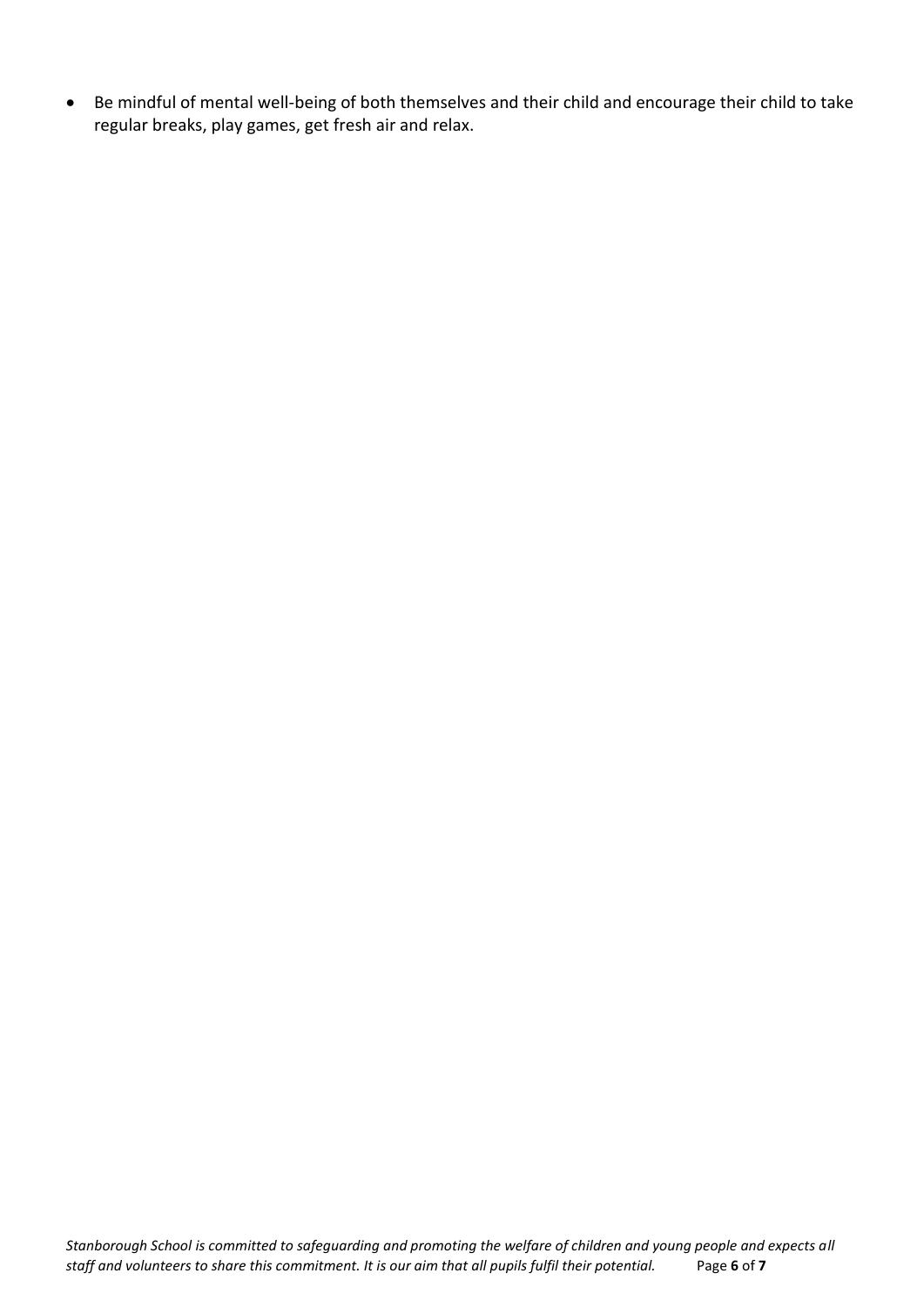- Be mindful of mental well-being of both themselves and their child and encourage their child to take regular breaks, play games, get fresh air and relax.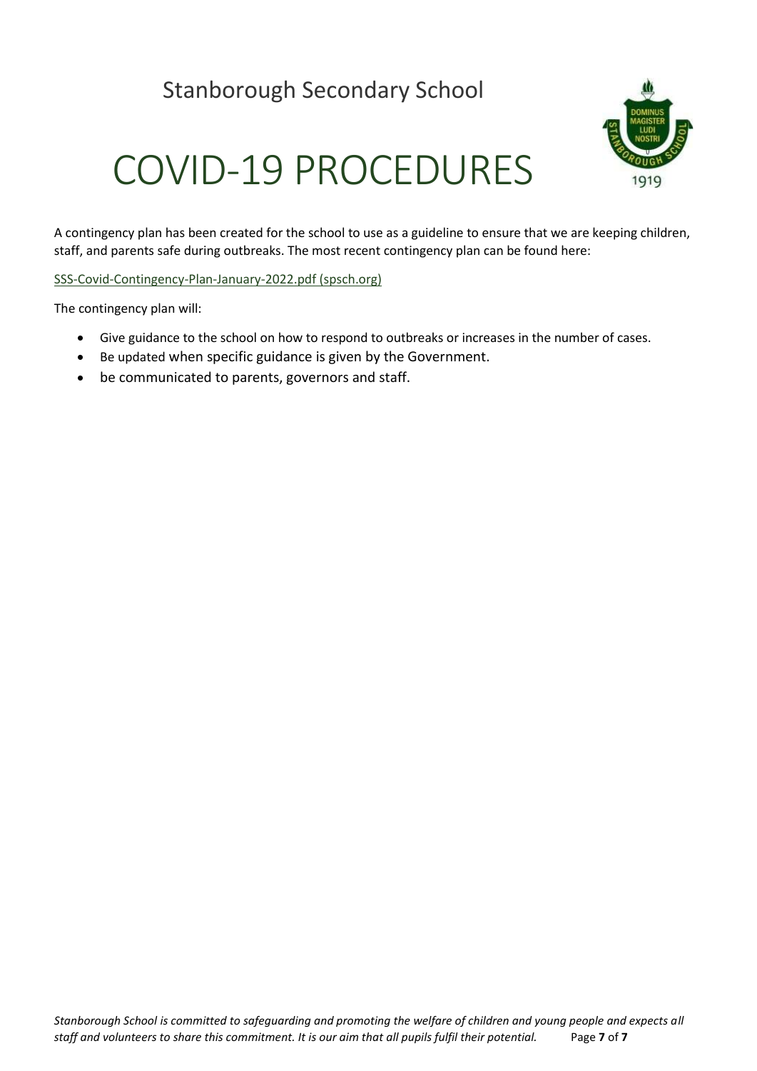Stanborough Secondary School

# COVID-19 PROCEDURES

A contingency plan has been created for the school to use as a guideline to ensure that we are keeping children, staff, and parents safe during outbreaks. The most recent contingency plan can be found here:

SSS-Covid-Contingency-Plan-January-2022.pdf (spsch.org)

The contingency plan will:

- Give guidance to the school on how to respond to outbreaks or increases in the number of cases.
- Be updated when specific guidance is given by the Government.
- be communicated to parents, governors and staff.